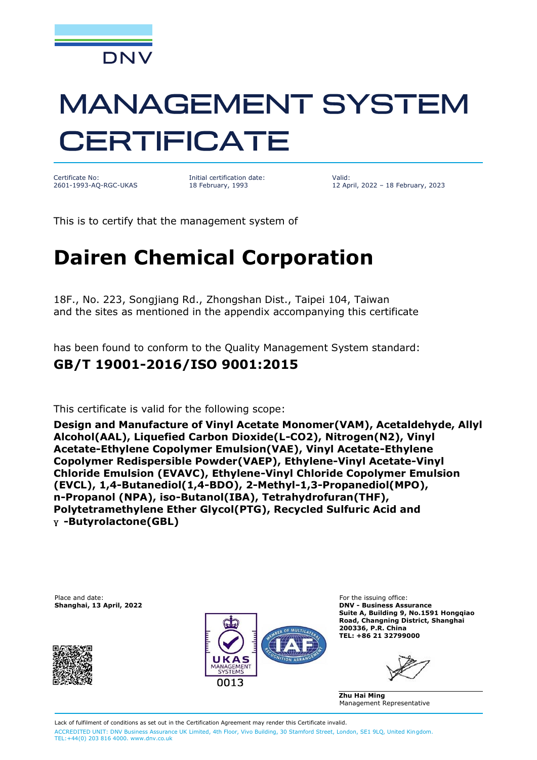DNV

# MANAGEMENT SYSTEM CERTIFICATE

Certificate No:
2601-1993-AQ-RGC-UKAS

Initial certification date:
18 February, 1993

Valid:
12 April, 2022 – 18 February, 2023

This is to certify that the management system of

# Dairen Chemical Corporation

18F., No. 223, Songjiang Rd., Zhongshan Dist., Taipei 104, Taiwan
and the sites as mentioned in the appendix accompanying this certificate

has been found to conform to the Quality Management System standard:

## GB/T 19001-2016/ISO 9001:2015

This certificate is valid for the following scope:

**Design and Manufacture of Vinyl Acetate Monomer(VAM), Acetaldehyde, Allyl Alcohol(AAL), Liquefied Carbon Dioxide(L-CO2), Nitrogen(N2), Vinyl Acetate-Ethylene Copolymer Emulsion(VAE), Vinyl Acetate-Ethylene Copolymer Redispersible Powder(VAEP), Ethylene-Vinyl Acetate-Vinyl Chloride Emulsion (EVAVC), Ethylene-Vinyl Chloride Copolymer Emulsion (EVCL), 1,4-Butanediol(1,4-BDO), 2-Methyl-1,3-Propanediol(MPO), n-Propanol (NPA), iso-Butanol(IBA), Tetrahydrofuran(THF), Polytetramethylene Ether Glycol(PTG), Recycled Sulfuric Acid and γ -Butyrolactone(GBL)**

Place and date:
**Shanghai, 13 April, 2022**

UKAS MANAGEMENT SYSTEMS 0013

For the issuing office:
**DNV - Business Assurance**
**Suite A, Building 9, No.1591 Hongqiao Road, Changning District, Shanghai 200336, P.R. China**
**TEL: +86 21 32799000**

**Zhu Hai Ming**
Management Representative

Lack of fulfilment of conditions as set out in the Certification Agreement may render this Certificate invalid.
ACCREDITED UNIT: DNV Business Assurance UK Limited, 4th Floor, Vivo Building, 30 Stamford Street, London, SE1 9LQ, United Kingdom.
TEL:+44(0) 203 816 4000. www.dnv.co.uk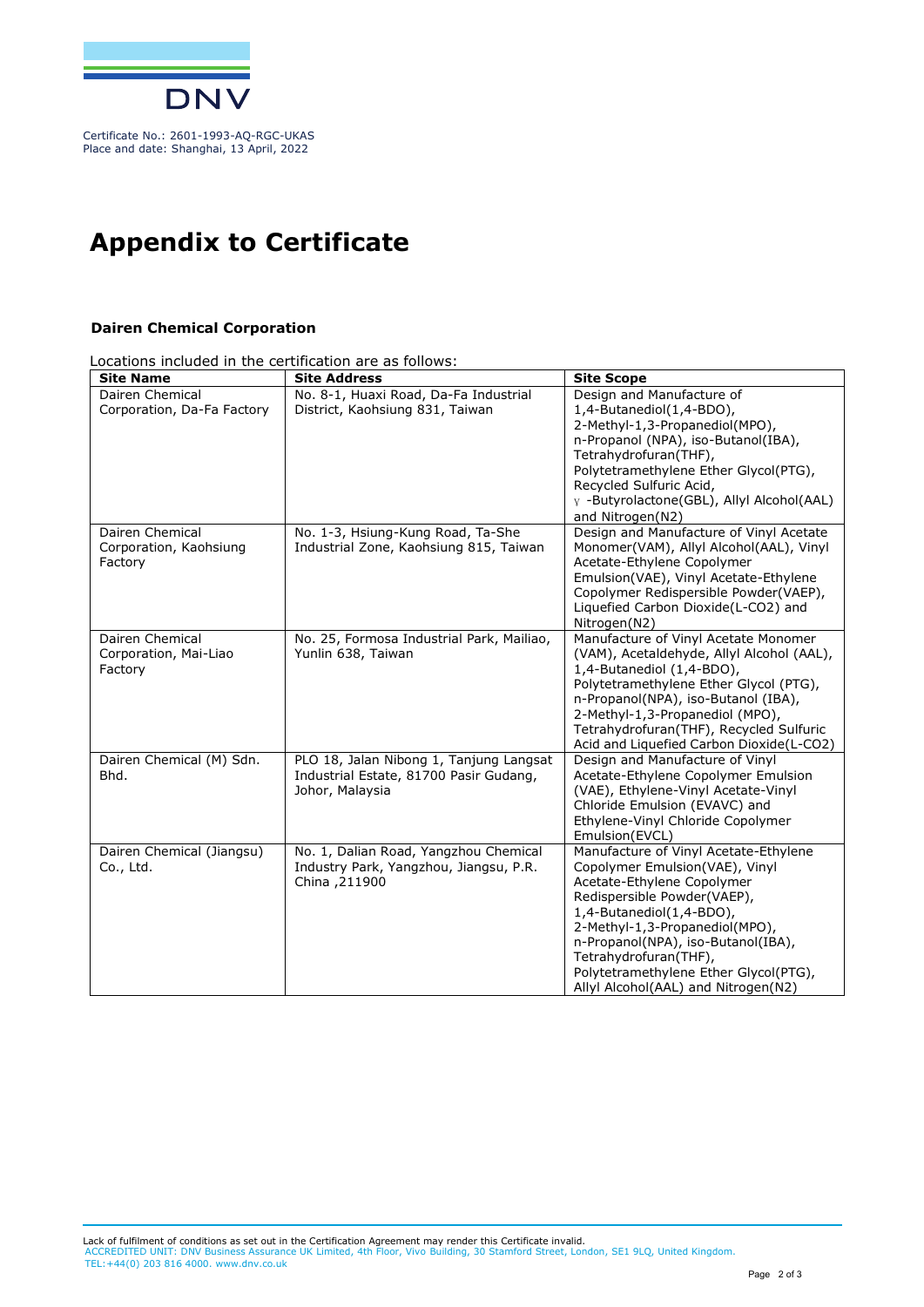Certificate No.: 2601-1993-AQ-RGC-UKAS
Place and date: Shanghai, 13 April, 2022

# Appendix to Certificate

**Dairen Chemical Corporation**

Locations included in the certification are as follows:

| Site Name | Site Address | Site Scope |
|---|---|---|
| Dairen Chemical Corporation, Da-Fa Factory | No. 8-1, Huaxi Road, Da-Fa Industrial District, Kaohsiung 831, Taiwan | Design and Manufacture of 1,4-Butanediol(1,4-BDO), 2-Methyl-1,3-Propanediol(MPO), n-Propanol (NPA), iso-Butanol(IBA), Tetrahydrofuran(THF), Polytetramethylene Ether Glycol(PTG), Recycled Sulfuric Acid, γ -Butyrolactone(GBL), Allyl Alcohol(AAL) and Nitrogen(N2) |
| Dairen Chemical Corporation, Kaohsiung Factory | No. 1-3, Hsiung-Kung Road, Ta-She Industrial Zone, Kaohsiung 815, Taiwan | Design and Manufacture of Vinyl Acetate Monomer(VAM), Allyl Alcohol(AAL), Vinyl Acetate-Ethylene Copolymer Emulsion(VAE), Vinyl Acetate-Ethylene Copolymer Redispersible Powder(VAEP), Liquefied Carbon Dioxide(L-CO2) and Nitrogen(N2) |
| Dairen Chemical Corporation, Mai-Liao Factory | No. 25, Formosa Industrial Park, Mailiao, Yunlin 638, Taiwan | Manufacture of Vinyl Acetate Monomer (VAM), Acetaldehyde, Allyl Alcohol (AAL), 1,4-Butanediol (1,4-BDO), Polytetramethylene Ether Glycol (PTG), n-Propanol(NPA), iso-Butanol (IBA), 2-Methyl-1,3-Propanediol (MPO), Tetrahydrofuran(THF), Recycled Sulfuric Acid and Liquefied Carbon Dioxide(L-CO2) |
| Dairen Chemical (M) Sdn. Bhd. | PLO 18, Jalan Nibong 1, Tanjung Langsat Industrial Estate, 81700 Pasir Gudang, Johor, Malaysia | Design and Manufacture of Vinyl Acetate-Ethylene Copolymer Emulsion (VAE), Ethylene-Vinyl Acetate-Vinyl Chloride Emulsion (EVAVC) and Ethylene-Vinyl Chloride Copolymer Emulsion(EVCL) |
| Dairen Chemical (Jiangsu) Co., Ltd. | No. 1, Dalian Road, Yangzhou Chemical Industry Park, Yangzhou, Jiangsu, P.R. China ,211900 | Manufacture of Vinyl Acetate-Ethylene Copolymer Emulsion(VAE), Vinyl Acetate-Ethylene Copolymer Redispersible Powder(VAEP), 1,4-Butanediol(1,4-BDO), 2-Methyl-1,3-Propanediol(MPO), n-Propanol(NPA), iso-Butanol(IBA), Tetrahydrofuran(THF), Polytetramethylene Ether Glycol(PTG), Allyl Alcohol(AAL) and Nitrogen(N2) |

Lack of fulfilment of conditions as set out in the Certification Agreement may render this Certificate invalid.
ACCREDITED UNIT: DNV Business Assurance UK Limited, 4th Floor, Vivo Building, 30 Stamford Street, London, SE1 9LQ, United Kingdom.
TEL:+44(0) 203 816 4000. www.dnv.co.uk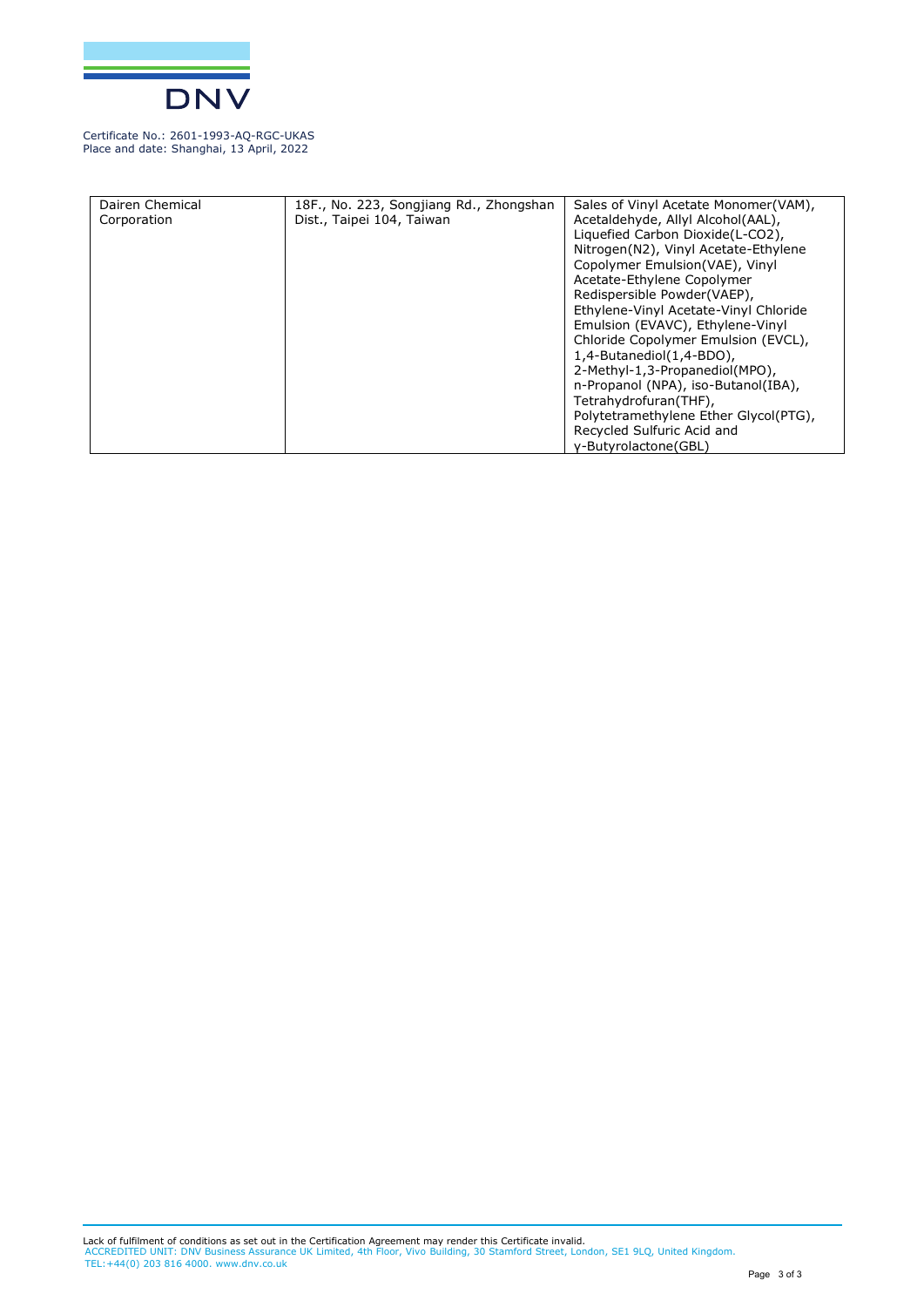Certificate No.: 2601-1993-AQ-RGC-UKAS
Place and date: Shanghai, 13 April, 2022

| | | |
|---|---|---|
| Dairen Chemical Corporation | 18F., No. 223, Songjiang Rd., Zhongshan Dist., Taipei 104, Taiwan | Sales of Vinyl Acetate Monomer(VAM), Acetaldehyde, Allyl Alcohol(AAL), Liquefied Carbon Dioxide(L-CO2), Nitrogen(N2), Vinyl Acetate-Ethylene Copolymer Emulsion(VAE), Vinyl Acetate-Ethylene Copolymer Redispersible Powder(VAEP), Ethylene-Vinyl Acetate-Vinyl Chloride Emulsion (EVAVC), Ethylene-Vinyl Chloride Copolymer Emulsion (EVCL), 1,4-Butanediol(1,4-BDO), 2-Methyl-1,3-Propanediol(MPO), n-Propanol (NPA), iso-Butanol(IBA), Tetrahydrofuran(THF), Polytetramethylene Ether Glycol(PTG), Recycled Sulfuric Acid and γ-Butyrolactone(GBL) |

Lack of fulfilment of conditions as set out in the Certification Agreement may render this Certificate invalid.
ACCREDITED UNIT: DNV Business Assurance UK Limited, 4th Floor, Vivo Building, 30 Stamford Street, London, SE1 9LQ, United Kingdom.
TEL:+44(0) 203 816 4000. www.dnv.co.uk